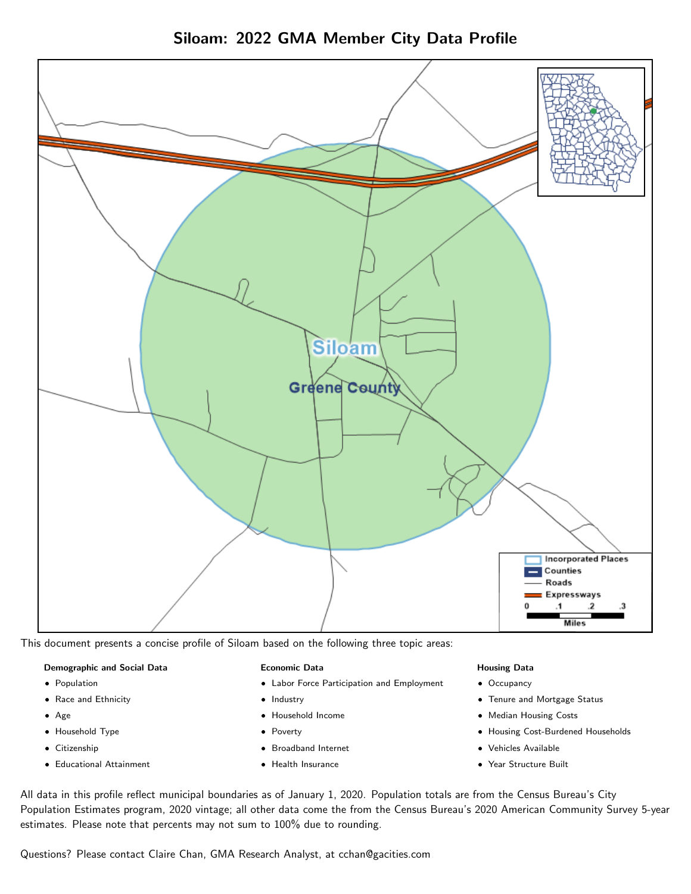# Siloam: 2022 GMA Member City Data Profile

This document presents a concise profile of Siloam based on the following three topic areas:

**Demographic and Social Data**

- Population
- Race and Ethnicity
- Age
- Household Type
- Citizenship
- Educational Attainment

**Economic Data**

- Labor Force Participation and Employment
- Industry
- Household Income
- Poverty
- Broadband Internet
- Health Insurance

**Housing Data**

- Occupancy
- Tenure and Mortgage Status
- Median Housing Costs
- Housing Cost-Burdened Households
- Vehicles Available
- Year Structure Built

All data in this profile reflect municipal boundaries as of January 1, 2020. Population totals are from the Census Bureau's City Population Estimates program, 2020 vintage; all other data come the from the Census Bureau's 2020 American Community Survey 5-year estimates. Please note that percents may not sum to 100% due to rounding.

Questions? Please contact Claire Chan, GMA Research Analyst, at cchan@gacities.com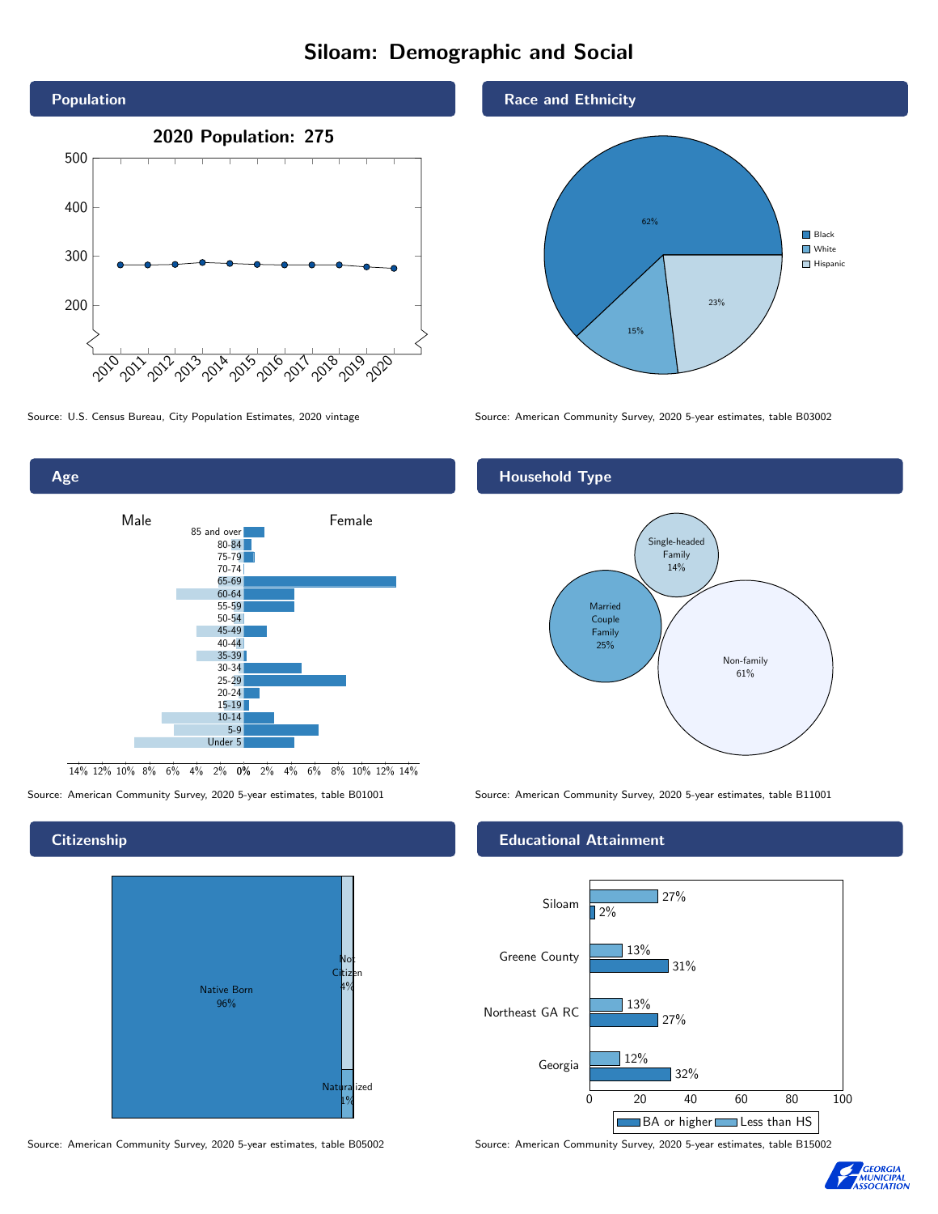# Siloam: Demographic and Social

## Population

**2020 Population: 275**

Source: U.S. Census Bureau, City Population Estimates, 2020 vintage

## Race and Ethnicity

| Race/Ethnicity | Percent |
|---|---|
| Black | 62% |
| White | 15% |
| Hispanic | 23% |

Source: American Community Survey, 2020 5-year estimates, table B03002

## Age

Male / Female

Age groups: 85 and over, 80-84, 75-79, 70-74, 65-69, 60-64, 55-59, 50-54, 45-49, 40-44, 35-39, 30-34, 25-29, 20-24, 15-19, 10-14, 5-9, Under 5

Source: American Community Survey, 2020 5-year estimates, table B01001

## Household Type

| Household Type | Percent |
|---|---|
| Single-headed Family | 14% |
| Married Couple Family | 25% |
| Non-family | 61% |

Source: American Community Survey, 2020 5-year estimates, table B11001

## Citizenship

| Citizenship | Percent |
|---|---|
| Native Born | 96% |
| Not Citizen | 4% |
| Naturalized | 1% |

Source: American Community Survey, 2020 5-year estimates, table B05002

## Educational Attainment

| Area | Less than HS | BA or higher |
|---|---|---|
| Siloam | 27% | 2% |
| Greene County | 13% | 31% |
| Northeast GA RC | 13% | 27% |
| Georgia | 12% | 32% |

Source: American Community Survey, 2020 5-year estimates, table B15002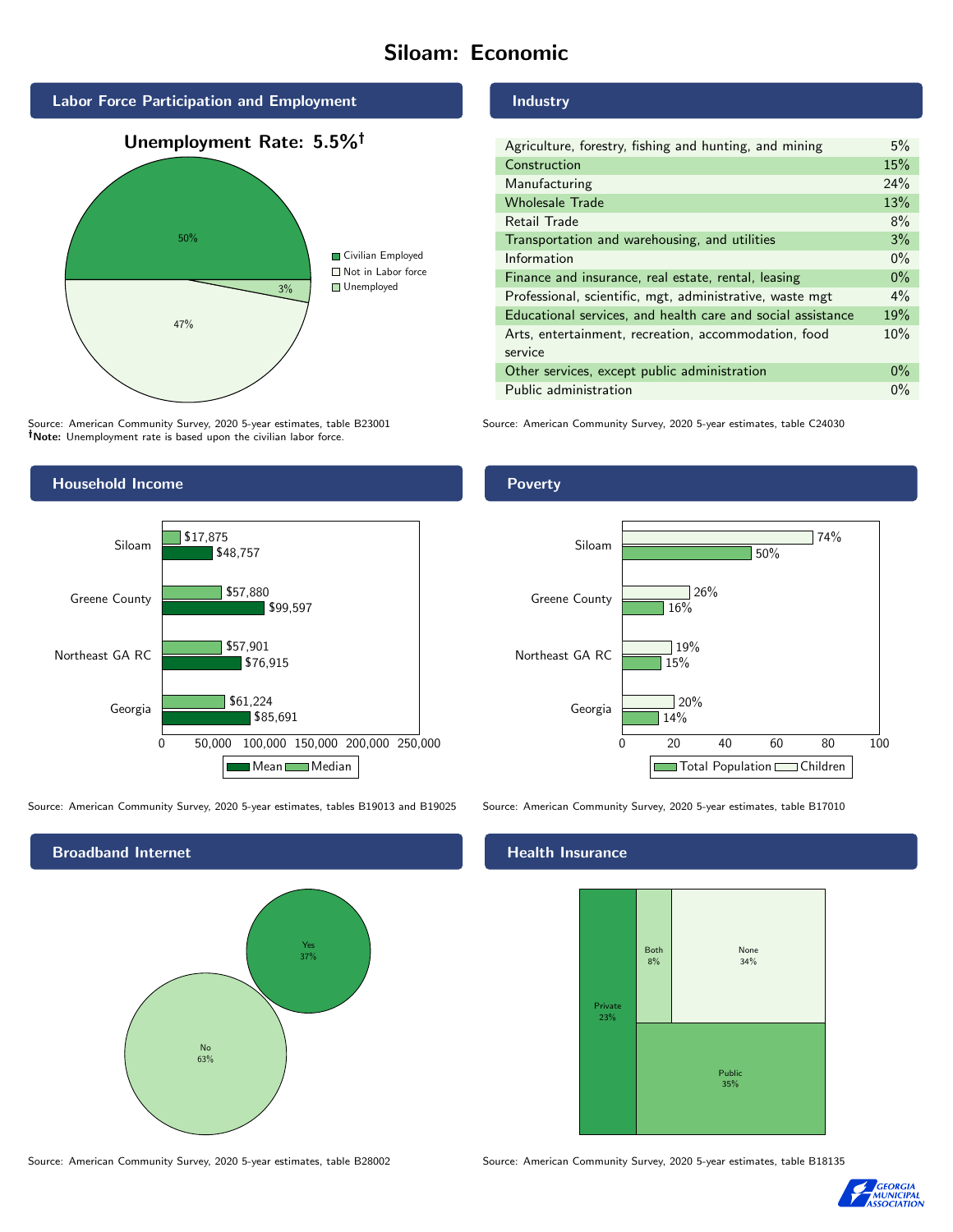# Siloam: Economic

## Labor Force Participation and Employment

**Unemployment Rate: 5.5%†**

| Category | Percent |
|---|---|
| Civilian Employed | 50% |
| Not in Labor force | 47% |
| Unemployed | 3% |

Source: American Community Survey, 2020 5-year estimates, table B23001
**†Note:** Unemployment rate is based upon the civilian labor force.

## Industry

| Industry | Percent |
|---|---|
| Agriculture, forestry, fishing and hunting, and mining | 5% |
| Construction | 15% |
| Manufacturing | 24% |
| Wholesale Trade | 13% |
| Retail Trade | 8% |
| Transportation and warehousing, and utilities | 3% |
| Information | 0% |
| Finance and insurance, real estate, rental, leasing | 0% |
| Professional, scientific, mgt, administrative, waste mgt | 4% |
| Educational services, and health care and social assistance | 19% |
| Arts, entertainment, recreation, accommodation, food service | 10% |
| Other services, except public administration | 0% |
| Public administration | 0% |

Source: American Community Survey, 2020 5-year estimates, table C24030

## Household Income

| | Median | Mean |
|---|---|---|
| Siloam | $17,875 | $48,757 |
| Greene County | $57,880 | $99,597 |
| Northeast GA RC | $57,901 | $76,915 |
| Georgia | $61,224 | $85,691 |

Source: American Community Survey, 2020 5-year estimates, tables B19013 and B19025

## Poverty

| | Children | Total Population |
|---|---|---|
| Siloam | 74% | 50% |
| Greene County | 26% | 16% |
| Northeast GA RC | 19% | 15% |
| Georgia | 20% | 14% |

Source: American Community Survey, 2020 5-year estimates, table B17010

## Broadband Internet

| | Percent |
|---|---|
| Yes | 37% |
| No | 63% |

Source: American Community Survey, 2020 5-year estimates, table B28002

## Health Insurance

| | Percent |
|---|---|
| Private | 23% |
| Both | 8% |
| None | 34% |
| Public | 35% |

Source: American Community Survey, 2020 5-year estimates, table B18135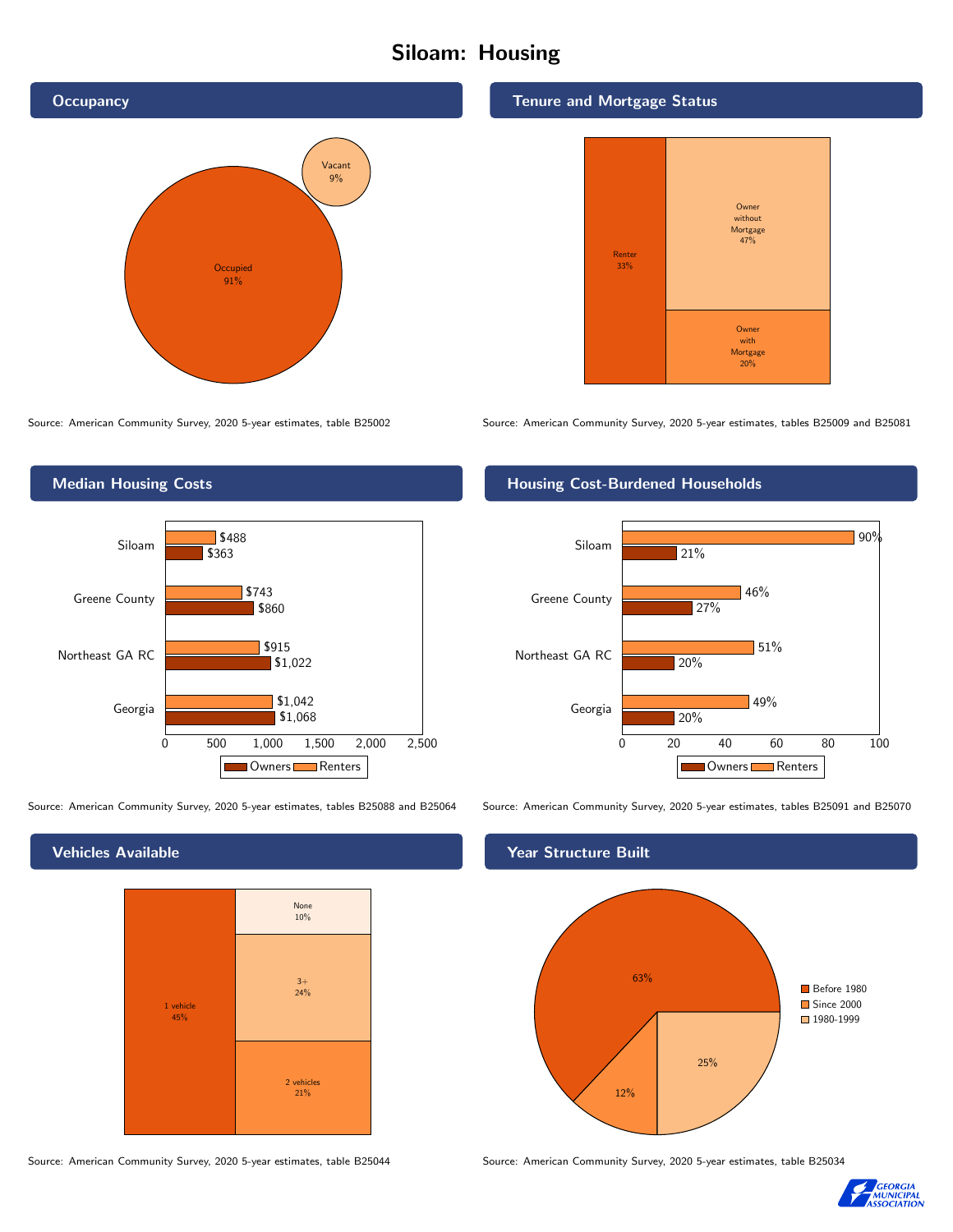# Siloam: Housing

## Occupancy

Vacant
9%

Occupied
91%

Source: American Community Survey, 2020 5-year estimates, table B25002

## Tenure and Mortgage Status

Renter
33%

Owner without Mortgage
47%

Owner with Mortgage
20%

Source: American Community Survey, 2020 5-year estimates, tables B25009 and B25081

## Median Housing Costs

Siloam
$488
$363

Greene County
$743
$860

Northeast GA RC
$915
$1,022

Georgia
$1,042
$1,068

0 500 1,000 1,500 2,000 2,500

Owners Renters

Source: American Community Survey, 2020 5-year estimates, tables B25088 and B25064

## Housing Cost-Burdened Households

Siloam
90%
21%

Greene County
46%
27%

Northeast GA RC
51%
20%

Georgia
49%
20%

0 20 40 60 80 100

Owners Renters

Source: American Community Survey, 2020 5-year estimates, tables B25091 and B25070

## Vehicles Available

1 vehicle
45%

None
10%

3+
24%

2 vehicles
21%

Source: American Community Survey, 2020 5-year estimates, table B25044

## Year Structure Built

63%
12%
25%

Before 1980
Since 2000
1980-1999

Source: American Community Survey, 2020 5-year estimates, table B25034